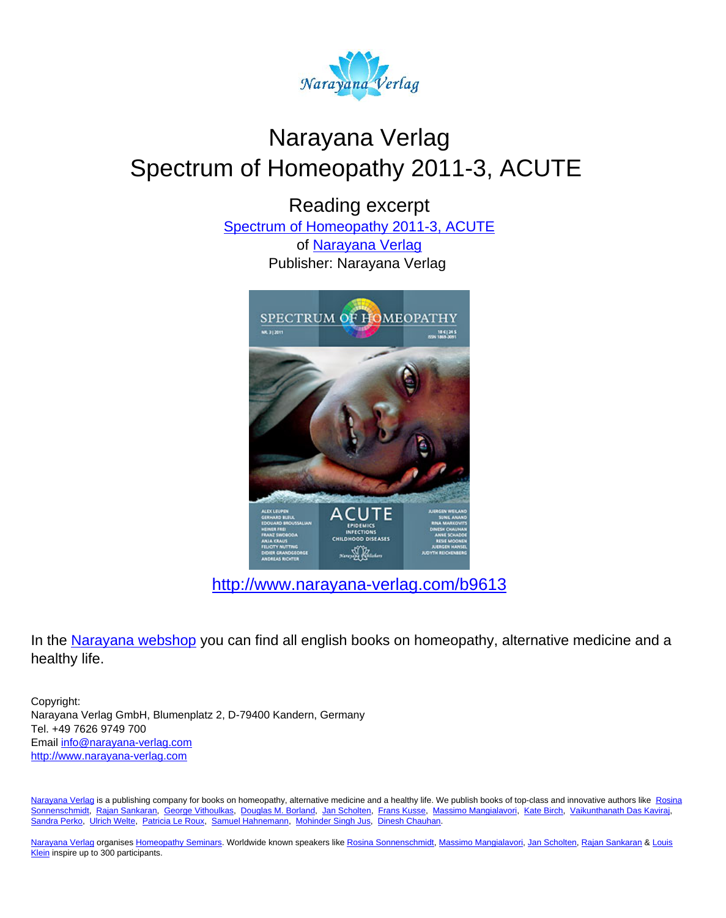# Narayana Verlag
# Spectrum of Homeopathy 2011-3, ACUTE

## Reading excerpt

[Spectrum of Homeopathy 2011-3, ACUTE](http://www.narayana-verlag.com/b9613)
of [Narayana Verlag](http://www.narayana-verlag.com)
Publisher: Narayana Verlag

[http://www.narayana-verlag.com/b9613](http://www.narayana-verlag.com/b9613)

In the Narayana webshop you can find all english books on homeopathy, alternative medicine and a healthy life.

Copyright:
Narayana Verlag GmbH, Blumenplatz 2, D-79400 Kandern, Germany
Tel. +49 7626 9749 700
Email [info@narayana-verlag.com](mailto:info@narayana-verlag.com)
[http://www.narayana-verlag.com](http://www.narayana-verlag.com)

Narayana Verlag is a publishing company for books on homeopathy, alternative medicine and a healthy life. We publish books of top-class and innovative authors like Rosina Sonnenschmidt, Rajan Sankaran, George Vithoulkas, Douglas M. Borland, Jan Scholten, Frans Kusse, Massimo Mangialavori, Kate Birch, Vaikunthanath Das Kaviraj, Sandra Perko, Ulrich Welte, Patricia Le Roux, Samuel Hahnemann, Mohinder Singh Jus, Dinesh Chauhan.

Narayana Verlag organises Homeopathy Seminars. Worldwide known speakers like Rosina Sonnenschmidt, Massimo Mangialavori, Jan Scholten, Rajan Sankaran & Louis Klein inspire up to 300 participants.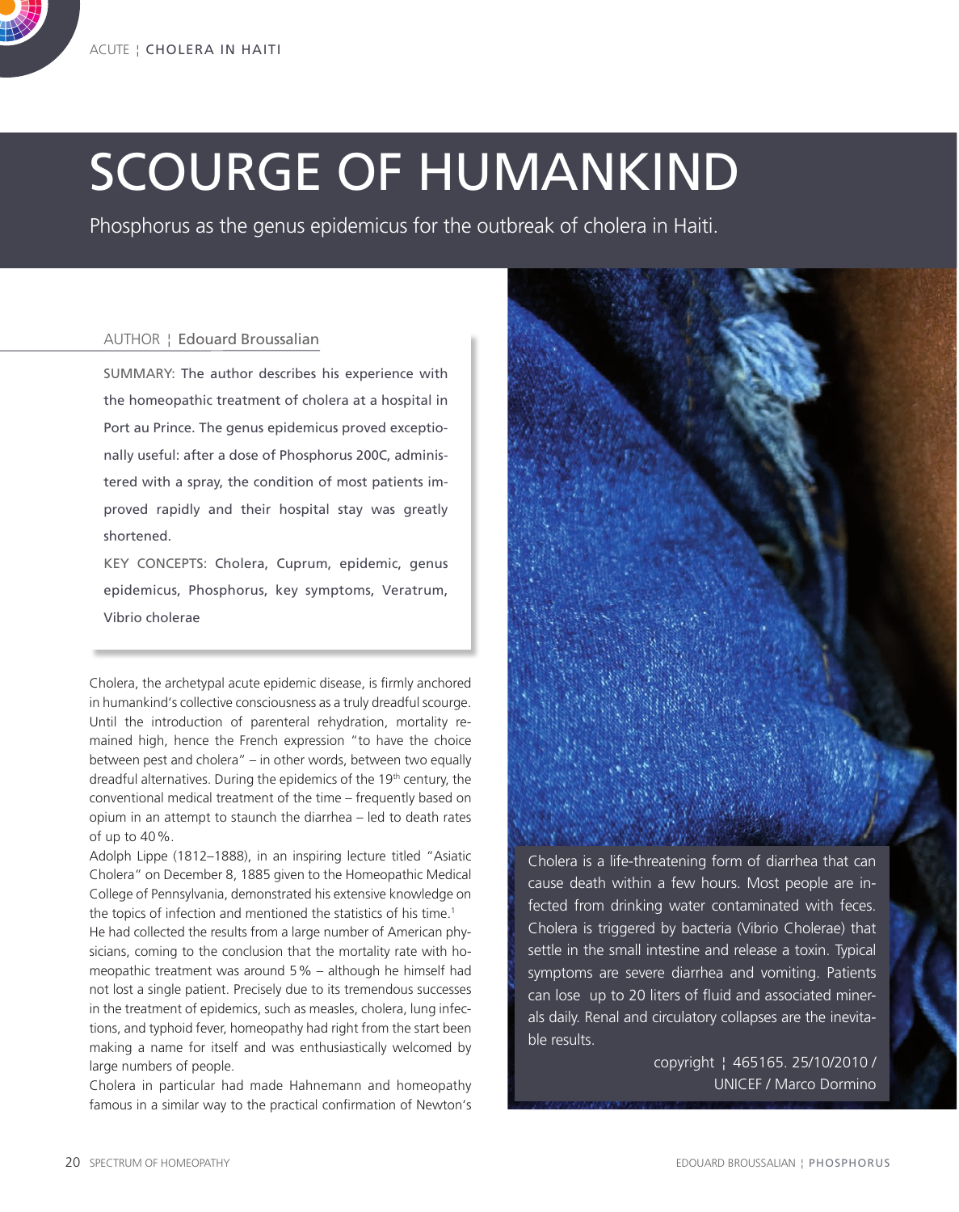ACUTE ¦ CHOLERA IN HAITI

# SCOURGE OF HUMANKIND

Phosphorus as the genus epidemicus for the outbreak of cholera in Haiti.

AUTHOR ¦ Edouard Broussalian

SUMMARY: The author describes his experience with the homeopathic treatment of cholera at a hospital in Port au Prince. The genus epidemicus proved exceptionally useful: after a dose of Phosphorus 200C, administered with a spray, the condition of most patients improved rapidly and their hospital stay was greatly shortened.

KEY CONCEPTS: Cholera, Cuprum, epidemic, genus epidemicus, Phosphorus, key symptoms, Veratrum, Vibrio cholerae

Cholera, the archetypal acute epidemic disease, is firmly anchored in humankind's collective consciousness as a truly dreadful scourge. Until the introduction of parenteral rehydration, mortality remained high, hence the French expression "to have the choice between pest and cholera" – in other words, between two equally dreadful alternatives. During the epidemics of the 19th century, the conventional medical treatment of the time – frequently based on opium in an attempt to staunch the diarrhea – led to death rates of up to 40 %.

Adolph Lippe (1812–1888), in an inspiring lecture titled "Asiatic Cholera" on December 8, 1885 given to the Homeopathic Medical College of Pennsylvania, demonstrated his extensive knowledge on the topics of infection and mentioned the statistics of his time.[1] He had collected the results from a large number of American physicians, coming to the conclusion that the mortality rate with homeopathic treatment was around 5 % – although he himself had not lost a single patient. Precisely due to its tremendous successes in the treatment of epidemics, such as measles, cholera, lung infections, and typhoid fever, homeopathy had right from the start been making a name for itself and was enthusiastically welcomed by large numbers of people.

Cholera in particular had made Hahnemann and homeopathy famous in a similar way to the practical confirmation of Newton's

Cholera is a life-threatening form of diarrhea that can cause death within a few hours. Most people are infected from drinking water contaminated with feces. Cholera is triggered by bacteria (Vibrio Cholerae) that settle in the small intestine and release a toxin. Typical symptoms are severe diarrhea and vomiting. Patients can lose up to 20 liters of fluid and associated minerals daily. Renal and circulatory collapses are the inevitable results.

copyright ¦ 465165. 25/10/2010 / UNICEF / Marco Dormino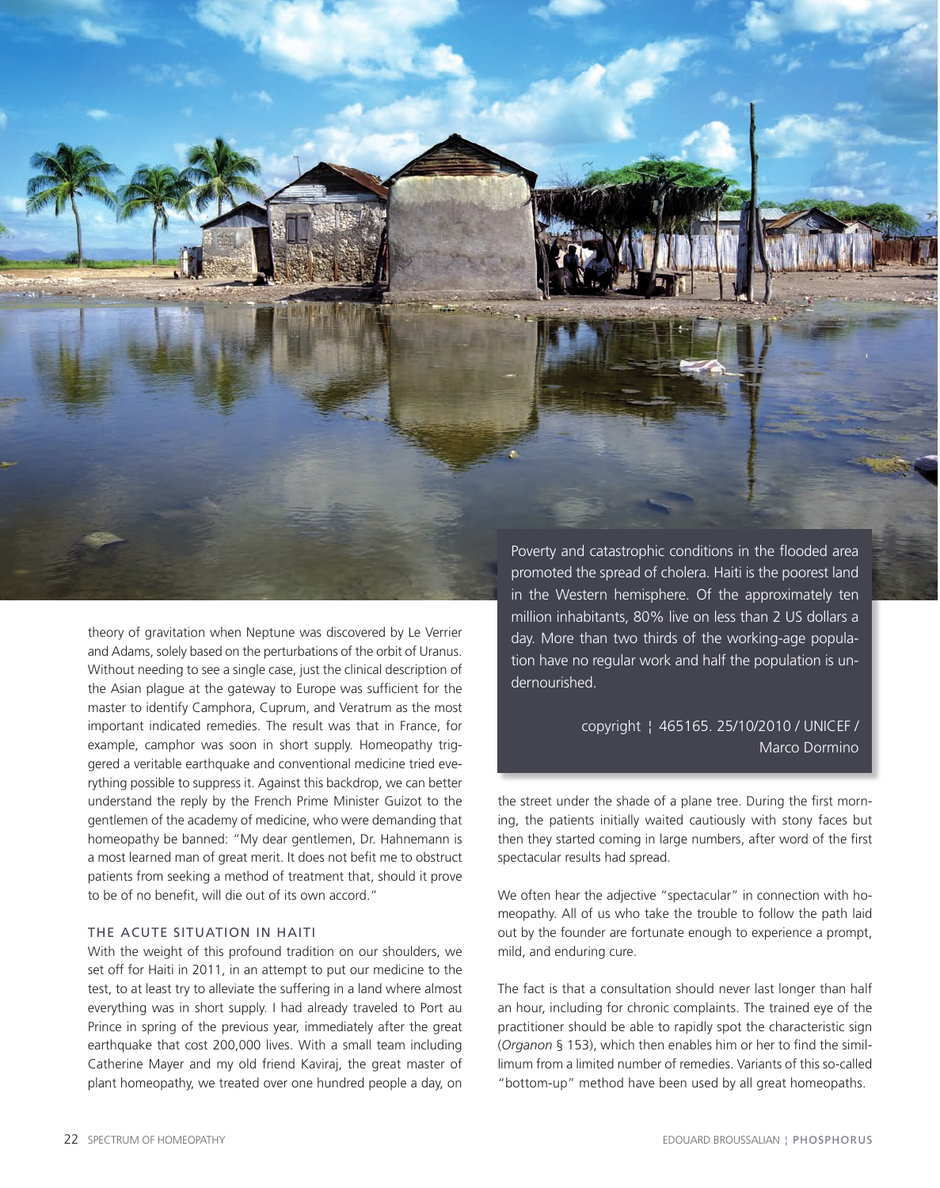theory of gravitation when Neptune was discovered by Le Verrier and Adams, solely based on the perturbations of the orbit of Uranus. Without needing to see a single case, just the clinical description of the Asian plague at the gateway to Europe was sufficient for the master to identify Camphora, Cuprum, and Veratrum as the most important indicated remedies. The result was that in France, for example, camphor was soon in short supply. Homeopathy triggered a veritable earthquake and conventional medicine tried everything possible to suppress it. Against this backdrop, we can better understand the reply by the French Prime Minister Guizot to the gentlemen of the academy of medicine, who were demanding that homeopathy be banned: "My dear gentlemen, Dr. Hahnemann is a most learned man of great merit. It does not befit me to obstruct patients from seeking a method of treatment that, should it prove to be of no benefit, will die out of its own accord."

## THE ACUTE SITUATION IN HAITI

With the weight of this profound tradition on our shoulders, we set off for Haiti in 2011, in an attempt to put our medicine to the test, to at least try to alleviate the suffering in a land where almost everything was in short supply. I had already traveled to Port au Prince in spring of the previous year, immediately after the great earthquake that cost 200,000 lives. With a small team including Catherine Mayer and my old friend Kaviraj, the great master of plant homeopathy, we treated over one hundred people a day, on the street under the shade of a plane tree. During the first morning, the patients initially waited cautiously with stony faces but then they started coming in large numbers, after word of the first spectacular results had spread.

Poverty and catastrophic conditions in the flooded area promoted the spread of cholera. Haiti is the poorest land in the Western hemisphere. Of the approximately ten million inhabitants, 80% live on less than 2 US dollars a day. More than two thirds of the working-age population have no regular work and half the population is undernourished.

copyright ¦ 465165. 25/10/2010 / UNICEF / Marco Dormino

We often hear the adjective "spectacular" in connection with homeopathy. All of us who take the trouble to follow the path laid out by the founder are fortunate enough to experience a prompt, mild, and enduring cure.

The fact is that a consultation should never last longer than half an hour, including for chronic complaints. The trained eye of the practitioner should be able to rapidly spot the characteristic sign (*Organon* § 153), which then enables him or her to find the simillimum from a limited number of remedies. Variants of this so-called "bottom-up" method have been used by all great homeopaths.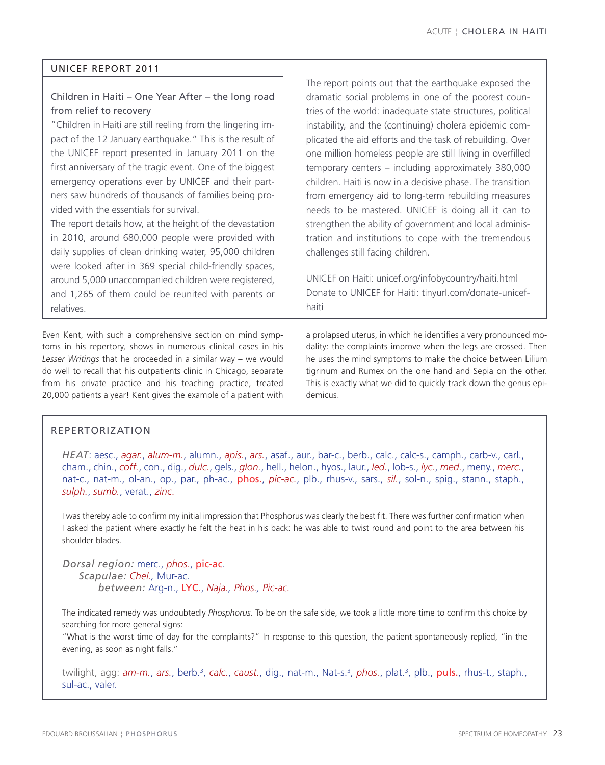## UNICEF REPORT 2011

### Children in Haiti – One Year After – the long road from relief to recovery

"Children in Haiti are still reeling from the lingering impact of the 12 January earthquake." This is the result of the UNICEF report presented in January 2011 on the first anniversary of the tragic event. One of the biggest emergency operations ever by UNICEF and their partners saw hundreds of thousands of families being provided with the essentials for survival.

The report details how, at the height of the devastation in 2010, around 680,000 people were provided with daily supplies of clean drinking water, 95,000 children were looked after in 369 special child-friendly spaces, around 5,000 unaccompanied children were registered, and 1,265 of them could be reunited with parents or relatives.

The report points out that the earthquake exposed the dramatic social problems in one of the poorest countries of the world: inadequate state structures, political instability, and the (continuing) cholera epidemic complicated the aid efforts and the task of rebuilding. Over one million homeless people are still living in overfilled temporary centers – including approximately 380,000 children. Haiti is now in a decisive phase. The transition from emergency aid to long-term rebuilding measures needs to be mastered. UNICEF is doing all it can to strengthen the ability of government and local administration and institutions to cope with the tremendous challenges still facing children.

UNICEF on Haiti: unicef.org/infobycountry/haiti.html
Donate to UNICEF for Haiti: tinyurl.com/donate-unicef-haiti

Even Kent, with such a comprehensive section on mind symptoms in his repertory, shows in numerous clinical cases in his *Lesser Writings* that he proceeded in a similar way – we would do well to recall that his outpatients clinic in Chicago, separate from his private practice and his teaching practice, treated 20,000 patients a year! Kent gives the example of a patient with a prolapsed uterus, in which he identifies a very pronounced modality: the complaints improve when the legs are crossed. Then he uses the mind symptoms to make the choice between Lilium tigrinum and Rumex on the one hand and Sepia on the other. This is exactly what we did to quickly track down the genus epidemicus.

## REPERTORIZATION

*HEAT*: aesc., *agar.*, *alum-m.*, alumn., *apis.*, *ars.*, asaf., aur., bar-c., berb., calc., calc-s., camph., carb-v., carl., cham., chin., *coff.*, con., dig., *dulc.*, gels., *glon.*, hell., helon., hyos., laur., *led.*, lob-s., *lyc.*, *med.*, meny., *merc.*, nat-c., nat-m., ol-an., op., par., ph-ac., **phos.**, *pic-ac.*, plb., rhus-v., sars., *sil.*, sol-n., spig., stann., staph., *sulph.*, *sumb.*, verat., *zinc.*

I was thereby able to confirm my initial impression that Phosphorus was clearly the best fit. There was further confirmation when I asked the patient where exactly he felt the heat in his back: he was able to twist round and point to the area between his shoulder blades.

*Dorsal region:* merc., *phos.*, **pic-ac.**
*Scapulae:* *Chel.*, Mur-ac.
*between:* Arg-n., **LYC.**, *Naja.*, *Phos.*, *Pic-ac.*

The indicated remedy was undoubtedly *Phosphorus*. To be on the safe side, we took a little more time to confirm this choice by searching for more general signs:
"What is the worst time of day for the complaints?" In response to this question, the patient spontaneously replied, "in the evening, as soon as night falls."

twilight, agg: *am-m.*, *ars.*, berb.[3], *calc.*, *caust.*, dig., nat-m., Nat-s.[3], *phos.*, plat.[3], plb., **puls.**, rhus-t., staph., sul-ac., valer.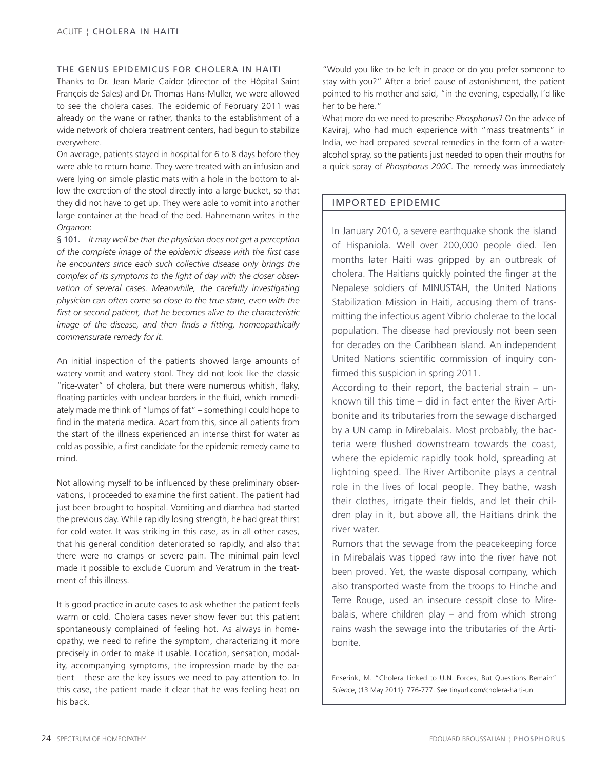### THE GENUS EPIDEMICUS FOR CHOLERA IN HAITI

Thanks to Dr. Jean Marie Caïdor (director of the Hôpital Saint François de Sales) and Dr. Thomas Hans-Muller, we were allowed to see the cholera cases. The epidemic of February 2011 was already on the wane or rather, thanks to the establishment of a wide network of cholera treatment centers, had begun to stabilize everywhere.

On average, patients stayed in hospital for 6 to 8 days before they were able to return home. They were treated with an infusion and were lying on simple plastic mats with a hole in the bottom to allow the excretion of the stool directly into a large bucket, so that they did not have to get up. They were able to vomit into another large container at the head of the bed. Hahnemann writes in the *Organon*:

§ 101. – *It may well be that the physician does not get a perception of the complete image of the epidemic disease with the first case he encounters since each such collective disease only brings the complex of its symptoms to the light of day with the closer observation of several cases. Meanwhile, the carefully investigating physician can often come so close to the true state, even with the first or second patient, that he becomes alive to the characteristic image of the disease, and then finds a fitting, homeopathically commensurate remedy for it.*

An initial inspection of the patients showed large amounts of watery vomit and watery stool. They did not look like the classic "rice-water" of cholera, but there were numerous whitish, flaky, floating particles with unclear borders in the fluid, which immediately made me think of "lumps of fat" – something I could hope to find in the materia medica. Apart from this, since all patients from the start of the illness experienced an intense thirst for water as cold as possible, a first candidate for the epidemic remedy came to mind.

Not allowing myself to be influenced by these preliminary observations, I proceeded to examine the first patient. The patient had just been brought to hospital. Vomiting and diarrhea had started the previous day. While rapidly losing strength, he had great thirst for cold water. It was striking in this case, as in all other cases, that his general condition deteriorated so rapidly, and also that there were no cramps or severe pain. The minimal pain level made it possible to exclude Cuprum and Veratrum in the treatment of this illness.

It is good practice in acute cases to ask whether the patient feels warm or cold. Cholera cases never show fever but this patient spontaneously complained of feeling hot. As always in homeopathy, we need to refine the symptom, characterizing it more precisely in order to make it usable. Location, sensation, modality, accompanying symptoms, the impression made by the patient – these are the key issues we need to pay attention to. In this case, the patient made it clear that he was feeling heat on his back.

"Would you like to be left in peace or do you prefer someone to stay with you?" After a brief pause of astonishment, the patient pointed to his mother and said, "in the evening, especially, I'd like her to be here."

What more do we need to prescribe *Phosphorus*? On the advice of Kaviraj, who had much experience with "mass treatments" in India, we had prepared several remedies in the form of a water-alcohol spray, so the patients just needed to open their mouths for a quick spray of *Phosphorus 200C*. The remedy was immediately

### IMPORTED EPIDEMIC

In January 2010, a severe earthquake shook the island of Hispaniola. Well over 200,000 people died. Ten months later Haiti was gripped by an outbreak of cholera. The Haitians quickly pointed the finger at the Nepalese soldiers of MINUSTAH, the United Nations Stabilization Mission in Haiti, accusing them of transmitting the infectious agent Vibrio cholerae to the local population. The disease had previously not been seen for decades on the Caribbean island. An independent United Nations scientific commission of inquiry confirmed this suspicion in spring 2011.

According to their report, the bacterial strain – unknown till this time – did in fact enter the River Artibonite and its tributaries from the sewage discharged by a UN camp in Mirebalais. Most probably, the bacteria were flushed downstream towards the coast, where the epidemic rapidly took hold, spreading at lightning speed. The River Artibonite plays a central role in the lives of local people. They bathe, wash their clothes, irrigate their fields, and let their children play in it, but above all, the Haitians drink the river water.

Rumors that the sewage from the peacekeeping force in Mirebalais was tipped raw into the river have not been proved. Yet, the waste disposal company, which also transported waste from the troops to Hinche and Terre Rouge, used an insecure cesspit close to Mirebalais, where children play – and from which strong rains wash the sewage into the tributaries of the Artibonite.

Enserink, M. "Cholera Linked to U.N. Forces, But Questions Remain" *Science*, (13 May 2011): 776-777. See tinyurl.com/cholera-haiti-un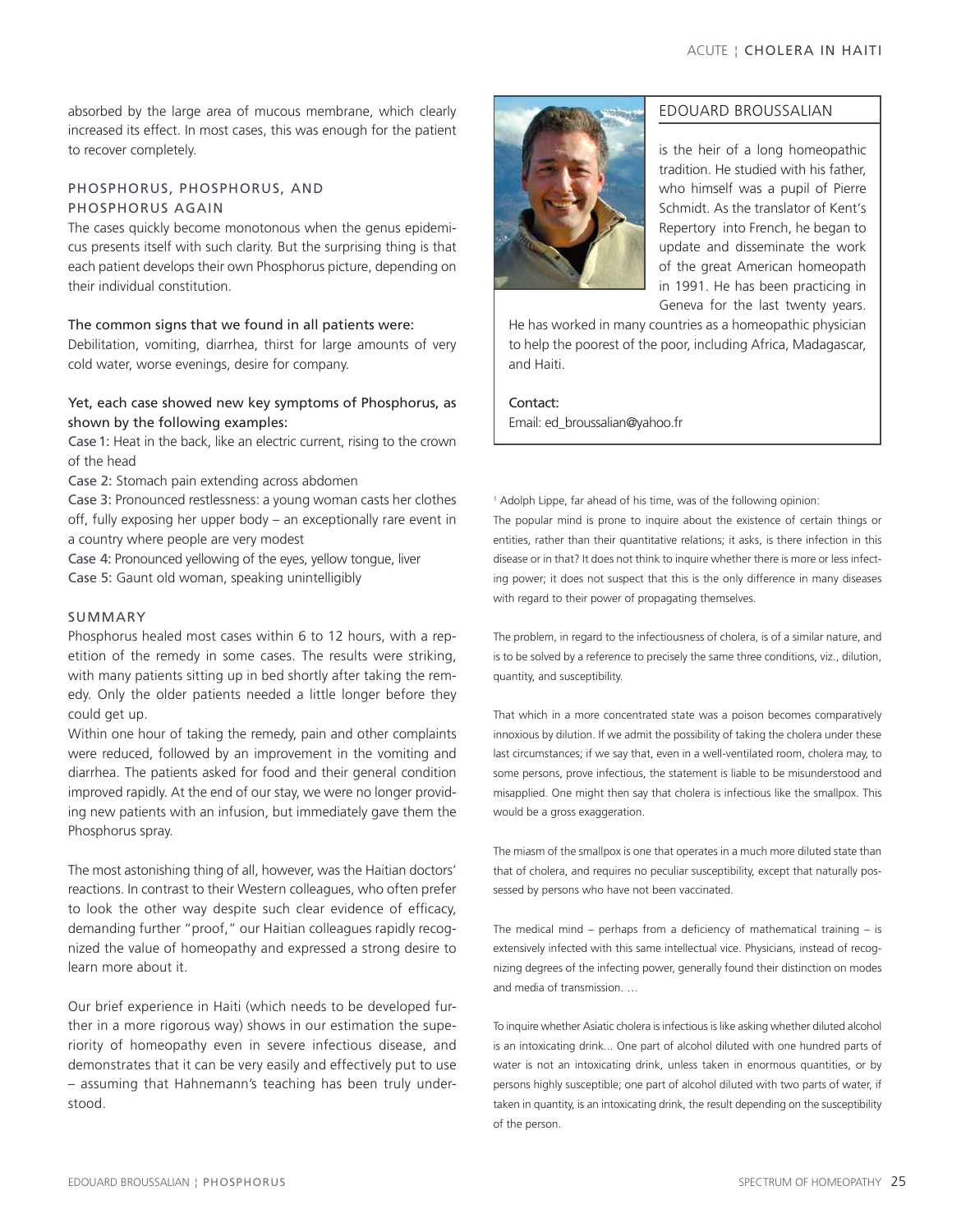absorbed by the large area of mucous membrane, which clearly increased its effect. In most cases, this was enough for the patient to recover completely.

## PHOSPHORUS, PHOSPHORUS, AND PHOSPHORUS AGAIN

The cases quickly become monotonous when the genus epidemicus presents itself with such clarity. But the surprising thing is that each patient develops their own Phosphorus picture, depending on their individual constitution.

The common signs that we found in all patients were:
Debilitation, vomiting, diarrhea, thirst for large amounts of very cold water, worse evenings, desire for company.

Yet, each case showed new key symptoms of Phosphorus, as shown by the following examples:

Case 1: Heat in the back, like an electric current, rising to the crown of the head

Case 2: Stomach pain extending across abdomen

Case 3: Pronounced restlessness: a young woman casts her clothes off, fully exposing her upper body – an exceptionally rare event in a country where people are very modest

Case 4: Pronounced yellowing of the eyes, yellow tongue, liver

Case 5: Gaunt old woman, speaking unintelligibly

## SUMMARY

Phosphorus healed most cases within 6 to 12 hours, with a repetition of the remedy in some cases. The results were striking, with many patients sitting up in bed shortly after taking the remedy. Only the older patients needed a little longer before they could get up.

Within one hour of taking the remedy, pain and other complaints were reduced, followed by an improvement in the vomiting and diarrhea. The patients asked for food and their general condition improved rapidly. At the end of our stay, we were no longer providing new patients with an infusion, but immediately gave them the Phosphorus spray.

The most astonishing thing of all, however, was the Haitian doctors' reactions. In contrast to their Western colleagues, who often prefer to look the other way despite such clear evidence of efficacy, demanding further "proof," our Haitian colleagues rapidly recognized the value of homeopathy and expressed a strong desire to learn more about it.

Our brief experience in Haiti (which needs to be developed further in a more rigorous way) shows in our estimation the superiority of homeopathy even in severe infectious disease, and demonstrates that it can be very easily and effectively put to use – assuming that Hahnemann's teaching has been truly understood.

## EDOUARD BROUSSALIAN

is the heir of a long homeopathic tradition. He studied with his father, who himself was a pupil of Pierre Schmidt. As the translator of Kent's Repertory into French, he began to update and disseminate the work of the great American homeopath in 1991. He has been practicing in Geneva for the last twenty years. He has worked in many countries as a homeopathic physician to help the poorest of the poor, including Africa, Madagascar, and Haiti.

Contact:
Email: ed_broussalian@yahoo.fr

---

[1] Adolph Lippe, far ahead of his time, was of the following opinion:

The popular mind is prone to inquire about the existence of certain things or entities, rather than their quantitative relations; it asks, is there infection in this disease or in that? It does not think to inquire whether there is more or less infecting power; it does not suspect that this is the only difference in many diseases with regard to their power of propagating themselves.

The problem, in regard to the infectiousness of cholera, is of a similar nature, and is to be solved by a reference to precisely the same three conditions, viz., dilution, quantity, and susceptibility.

That which in a more concentrated state was a poison becomes comparatively innoxious by dilution. If we admit the possibility of taking the cholera under these last circumstances; if we say that, even in a well-ventilated room, cholera may, to some persons, prove infectious, the statement is liable to be misunderstood and misapplied. One might then say that cholera is infectious like the smallpox. This would be a gross exaggeration.

The miasm of the smallpox is one that operates in a much more diluted state than that of cholera, and requires no peculiar susceptibility, except that naturally possessed by persons who have not been vaccinated.

The medical mind – perhaps from a deficiency of mathematical training – is extensively infected with this same intellectual vice. Physicians, instead of recognizing degrees of the infecting power, generally found their distinction on modes and media of transmission. …

To inquire whether Asiatic cholera is infectious is like asking whether diluted alcohol is an intoxicating drink... One part of alcohol diluted with one hundred parts of water is not an intoxicating drink, unless taken in enormous quantities, or by persons highly susceptible; one part of alcohol diluted with two parts of water, if taken in quantity, is an intoxicating drink, the result depending on the susceptibility of the person.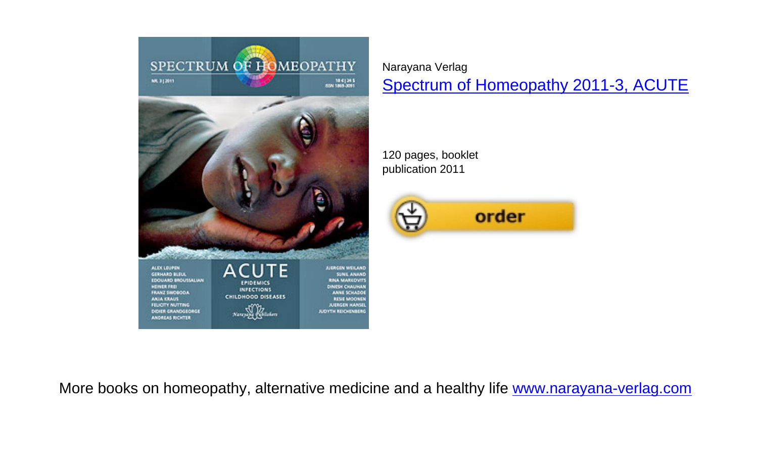Narayana Verlag

[Spectrum of Homeopathy 2011-3, ACUTE](#)

120 pages, booklet
publication 2011

order

More books on homeopathy, alternative medicine and a healthy life [www.narayana-verlag.com](http://www.narayana-verlag.com)